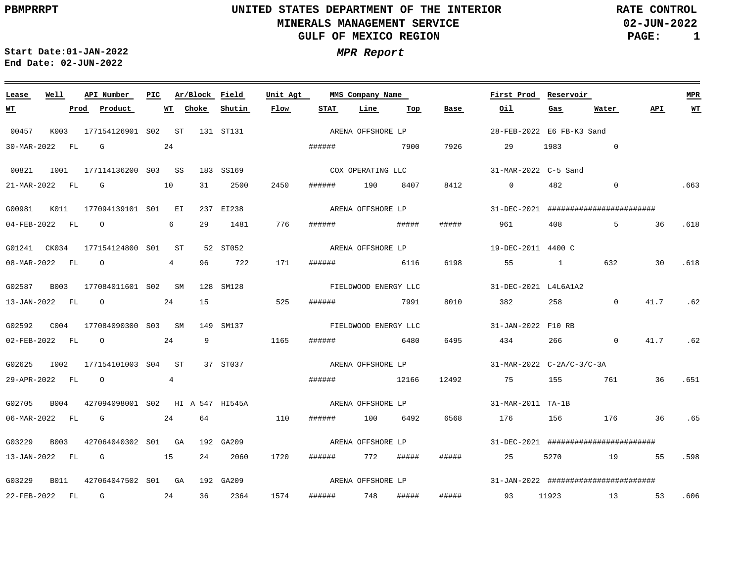PBMPRRPT

# UNITED STATES DEPARTMENT OF THE INTERIOR
## MINERALS MANAGEMENT SERVICE
## GULF OF MEXICO REGION

RATE CONTROL
02-JUN-2022

**Start Date:** 01-JAN-2022
**End Date:** 02-JUN-2022

### *MPR Report*

| Lease | Well | API Number | PIC | Ar/Block | Field | Unit Agt | MMS Company Name | First Prod | Reservoir | WT | Prod | Product | WT | Choke | Shutin | Flow | STAT | Line | Top | Base | Oil | Gas | Water | API | MPR WT |
|---|---|---|---|---|---|---|---|---|---|---|---|---|---|---|---|---|---|---|---|---|---|---|---|---|---|
| 00457 | K003 | 177154126901 | S02 | ST 131 | ST131 | | ARENA OFFSHORE LP | 28-FEB-2022 | E6 FB-K3 Sand | 30-MAR-2022 | FL | G | 24 | | | | ###### | | 7900 | 7926 | 29 | 1983 | 0 | | |
| 00821 | I001 | 177114136200 | S03 | SS 183 | SS169 | | COX OPERATING LLC | 31-MAR-2022 | C-5 Sand | 21-MAR-2022 | FL | G | 10 | 31 | 2500 | 2450 | ###### | 190 | 8407 | 8412 | 0 | 482 | 0 | | .663 |
| G00981 | K011 | 177094139101 | S01 | EI 237 | EI238 | | ARENA OFFSHORE LP | 31-DEC-2021 | ######################## | 04-FEB-2022 | FL | O | 6 | 29 | 1481 | 776 | ###### | | ##### | ##### | 961 | 408 | 5 | 36 | .618 |
| G01241 | CK034 | 177154124800 | S01 | ST 52 | ST052 | | ARENA OFFSHORE LP | 19-DEC-2011 | 4400 C | 08-MAR-2022 | FL | O | 4 | 96 | 722 | 171 | ###### | | 6116 | 6198 | 55 | 1 | 632 | 30 | .618 |
| G02587 | B003 | 177084011601 | S02 | SM 128 | SM128 | | FIELDWOOD ENERGY LLC | 31-DEC-2021 | L4L6A1A2 | 13-JAN-2022 | FL | O | 24 | 15 | | 525 | ###### | | 7991 | 8010 | 382 | 258 | 0 | 41.7 | .62 |
| G02592 | C004 | 177084090300 | S03 | SM 149 | SM137 | | FIELDWOOD ENERGY LLC | 31-JAN-2022 | F10 RB | 02-FEB-2022 | FL | O | 24 | 9 | | 1165 | ###### | | 6480 | 6495 | 434 | 266 | 0 | 41.7 | .62 |
| G02625 | I002 | 177154101003 | S04 | ST 37 | ST037 | | ARENA OFFSHORE LP | 31-MAR-2022 | C-2A/C-3/C-3A | 29-APR-2022 | FL | O | 4 | | | | ###### | | 12166 | 12492 | 75 | 155 | 761 | 36 | .651 |
| G02705 | B004 | 427094098001 | S02 | HI A 547 | HI545A | | ARENA OFFSHORE LP | 31-MAR-2011 | TA-1B | 06-MAR-2022 | FL | G | 24 | 64 | | 110 | ###### | 100 | 6492 | 6568 | 176 | 156 | 176 | 36 | .65 |
| G03229 | B003 | 427064040302 | S01 | GA 192 | GA209 | | ARENA OFFSHORE LP | 31-DEC-2021 | ######################## | 13-JAN-2022 | FL | G | 15 | 24 | 2060 | 1720 | ###### | 772 | ##### | ##### | 25 | 5270 | 19 | 55 | .598 |
| G03229 | B011 | 427064047502 | S01 | GA 192 | GA209 | | ARENA OFFSHORE LP | 31-JAN-2022 | ######################## | 22-FEB-2022 | FL | G | 24 | 36 | 2364 | 1574 | ###### | 748 | ##### | ##### | 93 | 11923 | 13 | 53 | .606 |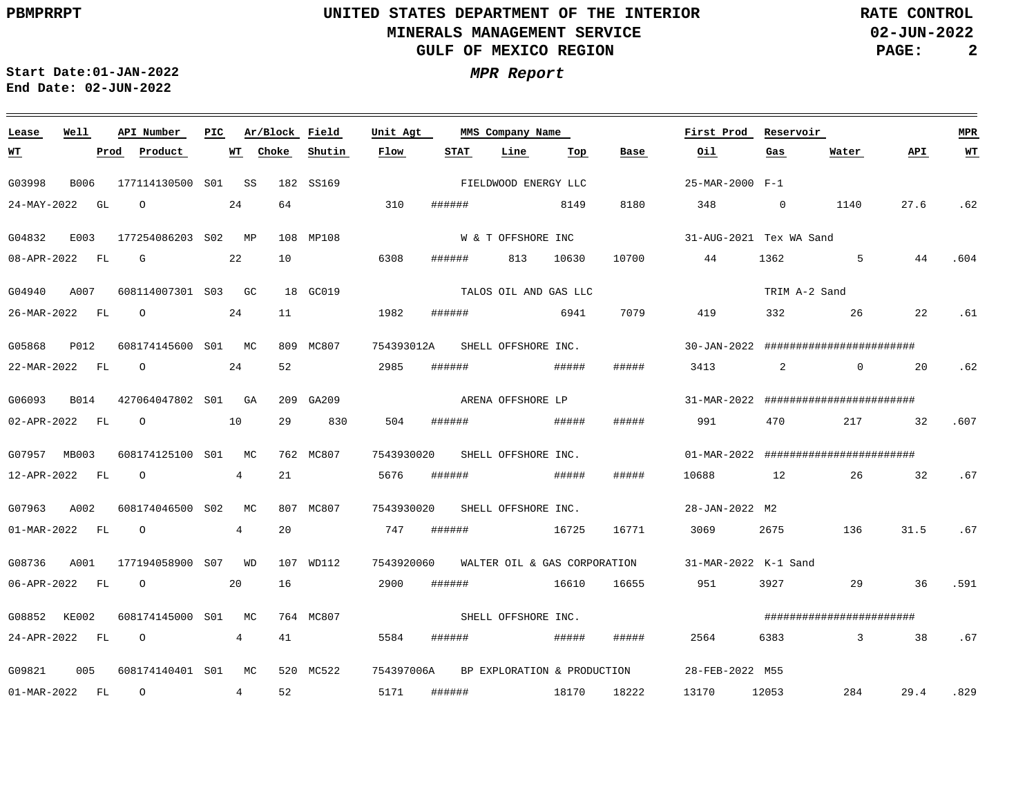UNITED STATES DEPARTMENT OF THE INTERIOR
MINERALS MANAGEMENT SERVICE
GULF OF MEXICO REGION

PBMPRRPT — RATE CONTROL — 02-JUN-2022

Start Date:01-JAN-2022
End Date: 02-JUN-2022

*MPR Report*

| Lease | Well | API Number | PIC | Ar/Block | | Field | Unit Agt | MMS Company Name | | | | First Prod | Reservoir | | | MPR |
|---|---|---|---|---|---|---|---|---|---|---|---|---|---|---|---|---|
| **WT** | **Prod** | **Product** | **WT** | **Choke** | | **Shutin** | **Flow** | **STAT** | **Line** | **Top** | **Base** | **Oil** | **Gas** | **Water** | **API** | **WT** |
| G03998 | B006 | 177114130500 | S01 | SS | 182 | SS169 | | FIELDWOOD ENERGY LLC | | | | 25-MAR-2000 | F-1 | | | |
| 24-MAY-2022 | GL | O | 24 | 64 | | | 310 | ###### | | 8149 | 8180 | 348 | 0 | 1140 | 27.6 | .62 |
| G04832 | E003 | 177254086203 | S02 | MP | 108 | MP108 | | W & T OFFSHORE INC | | | | 31-AUG-2021 | Tex WA Sand | | | |
| 08-APR-2022 | FL | G | 22 | 10 | | | 6308 | ###### | 813 | 10630 | 10700 | 44 | 1362 | 5 | 44 | .604 |
| G04940 | A007 | 608114007301 | S03 | GC | 18 | GC019 | | TALOS OIL AND GAS LLC | | | | | TRIM A-2 Sand | | | |
| 26-MAR-2022 | FL | O | 24 | 11 | | | 1982 | ###### | | 6941 | 7079 | 419 | 332 | 26 | 22 | .61 |
| G05868 | P012 | 608174145600 | S01 | MC | 809 | MC807 | 754393012A | SHELL OFFSHORE INC. | | | | 30-JAN-2022 | ######################## | | | |
| 22-MAR-2022 | FL | O | 24 | 52 | | | 2985 | ###### | | ##### | ##### | 3413 | 2 | 0 | 20 | .62 |
| G06093 | B014 | 427064047802 | S01 | GA | 209 | GA209 | | ARENA OFFSHORE LP | | | | 31-MAR-2022 | ######################## | | | |
| 02-APR-2022 | FL | O | 10 | 29 | | 830 | 504 | ###### | | ##### | ##### | 991 | 470 | 217 | 32 | .607 |
| G07957 | MB003 | 608174125100 | S01 | MC | 762 | MC807 | 7543930020 | SHELL OFFSHORE INC. | | | | 01-MAR-2022 | ######################## | | | |
| 12-APR-2022 | FL | O | 4 | 21 | | | 5676 | ###### | | ##### | ##### | 10688 | 12 | 26 | 32 | .67 |
| G07963 | A002 | 608174046500 | S02 | MC | 807 | MC807 | 7543930020 | SHELL OFFSHORE INC. | | | | 28-JAN-2022 | M2 | | | |
| 01-MAR-2022 | FL | O | 4 | 20 | | | 747 | ###### | | 16725 | 16771 | 3069 | 2675 | 136 | 31.5 | .67 |
| G08736 | A001 | 177194058900 | S07 | WD | 107 | WD112 | 7543920060 | WALTER OIL & GAS CORPORATION | | | | 31-MAR-2022 | K-1 Sand | | | |
| 06-APR-2022 | FL | O | 20 | 16 | | | 2900 | ###### | | 16610 | 16655 | 951 | 3927 | 29 | 36 | .591 |
| G08852 | KE002 | 608174145000 | S01 | MC | 764 | MC807 | | SHELL OFFSHORE INC. | | | | | ######################## | | | |
| 24-APR-2022 | FL | O | 4 | 41 | | | 5584 | ###### | | ##### | ##### | 2564 | 6383 | 3 | 38 | .67 |
| G09821 | 005 | 608174140401 | S01 | MC | 520 | MC522 | 754397006A | BP EXPLORATION & PRODUCTION | | | | 28-FEB-2022 | M55 | | | |
| 01-MAR-2022 | FL | O | 4 | 52 | | | 5171 | ###### | | 18170 | 18222 | 13170 | 12053 | 284 | 29.4 | .829 |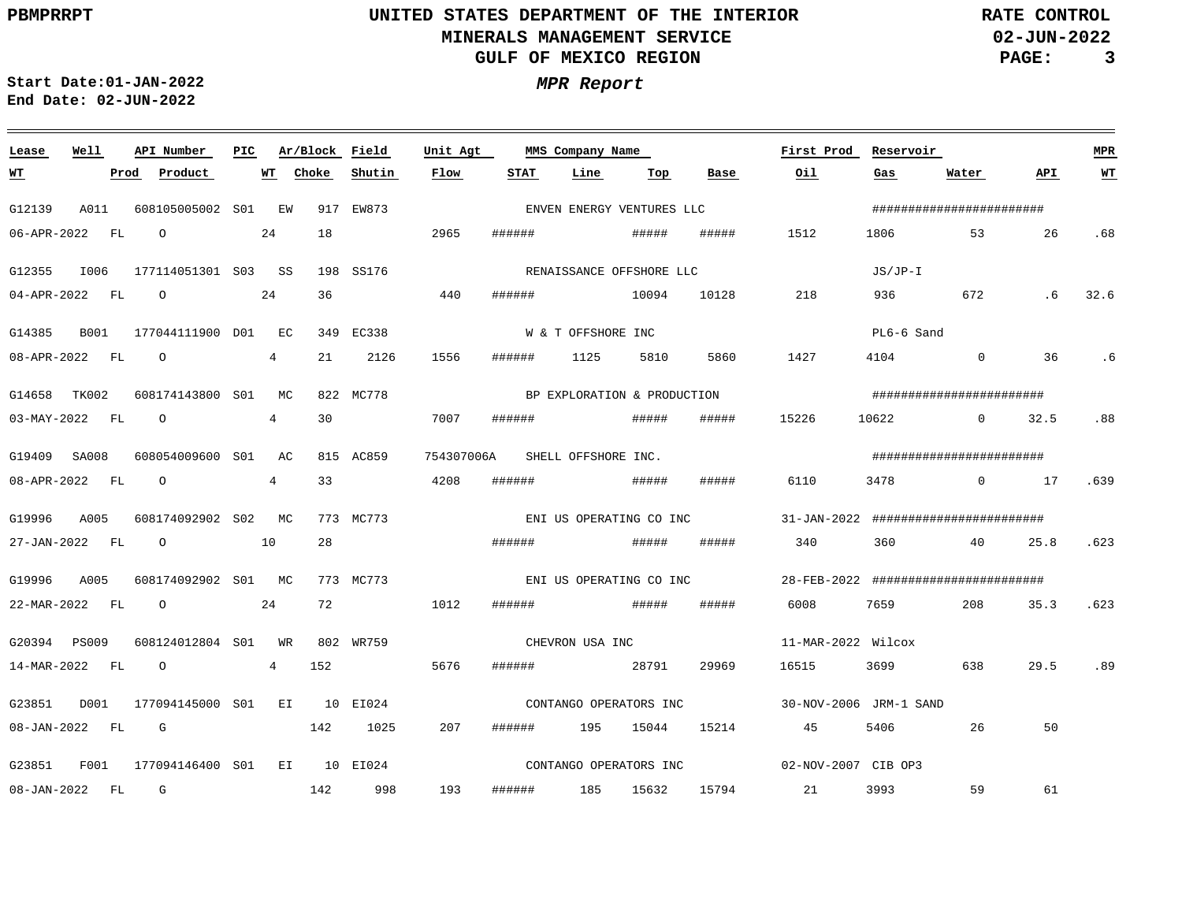**PBMPRRPT**

**UNITED STATES DEPARTMENT OF THE INTERIOR**
**MINERALS MANAGEMENT SERVICE**
**GULF OF MEXICO REGION**

***MPR Report***

**RATE CONTROL**
**02-JUN-2022**

**Start Date:01-JAN-2022**
**End Date: 02-JUN-2022**

| Lease | Well | API Number | PIC | Ar/Block | Field | Unit Agt | MMS Company Name | | | | First Prod | Reservoir | | | MPR |
|---|---|---|---|---|---|---|---|---|---|---|---|---|---|---|---|
| WT | Prod | Product | WT | Choke | Shutin | Flow | STAT | Line | Top | Base | Oil | Gas | Water | API | WT |
| G12139 | A011 | 608105005002 | S01 | EW 917 | EW873 | | ENVEN ENERGY VENTURES LLC | | | | | ######################## | | | |
| 06-APR-2022 | FL | O | 24 | 18 | | 2965 | ###### | | ##### | ##### | 1512 | 1806 | 53 | 26 | .68 |
| G12355 | I006 | 177114051301 | S03 | SS 198 | SS176 | | RENAISSANCE OFFSHORE LLC | | | | | JS/JP-I | | | |
| 04-APR-2022 | FL | O | 24 | 36 | | 440 | ###### | | 10094 | 10128 | 218 | 936 | 672 | .6 | 32.6 |
| G14385 | B001 | 177044111900 | D01 | EC 349 | EC338 | | W & T OFFSHORE INC | | | | | PL6-6 Sand | | | |
| 08-APR-2022 | FL | O | 4 | 21 | 2126 | 1556 | ###### | 1125 | 5810 | 5860 | 1427 | 4104 | 0 | 36 | .6 |
| G14658 | TK002 | 608174143800 | S01 | MC 822 | MC778 | | BP EXPLORATION & PRODUCTION | | | | | ######################## | | | |
| 03-MAY-2022 | FL | O | 4 | 30 | | 7007 | ###### | | ##### | ##### | 15226 | 10622 | 0 | 32.5 | .88 |
| G19409 | SA008 | 608054009600 | S01 | AC 815 | AC859 | 754307006A | SHELL OFFSHORE INC. | | | | | ######################## | | | |
| 08-APR-2022 | FL | O | 4 | 33 | | 4208 | ###### | | ##### | ##### | 6110 | 3478 | 0 | 17 | .639 |
| G19996 | A005 | 608174092902 | S02 | MC 773 | MC773 | | ENI US OPERATING CO INC | | | | 31-JAN-2022 | ######################## | | | |
| 27-JAN-2022 | FL | O | 10 | 28 | | | ###### | | ##### | ##### | 340 | 360 | 40 | 25.8 | .623 |
| G19996 | A005 | 608174092902 | S01 | MC 773 | MC773 | | ENI US OPERATING CO INC | | | | 28-FEB-2022 | ######################## | | | |
| 22-MAR-2022 | FL | O | 24 | 72 | | 1012 | ###### | | ##### | ##### | 6008 | 7659 | 208 | 35.3 | .623 |
| G20394 | PS009 | 608124012804 | S01 | WR 802 | WR759 | | CHEVRON USA INC | | | | 11-MAR-2022 | Wilcox | | | |
| 14-MAR-2022 | FL | O | 4 | 152 | | 5676 | ###### | | 28791 | 29969 | 16515 | 3699 | 638 | 29.5 | .89 |
| G23851 | D001 | 177094145000 | S01 | EI 10 | EI024 | | CONTANGO OPERATORS INC | | | | 30-NOV-2006 | JRM-1 SAND | | | |
| 08-JAN-2022 | FL | G | | 142 | 1025 | 207 | ###### | 195 | 15044 | 15214 | 45 | 5406 | 26 | 50 | |
| G23851 | F001 | 177094146400 | S01 | EI 10 | EI024 | | CONTANGO OPERATORS INC | | | | 02-NOV-2007 | CIB OP3 | | | |
| 08-JAN-2022 | FL | G | | 142 | 998 | 193 | ###### | 185 | 15632 | 15794 | 21 | 3993 | 59 | 61 | |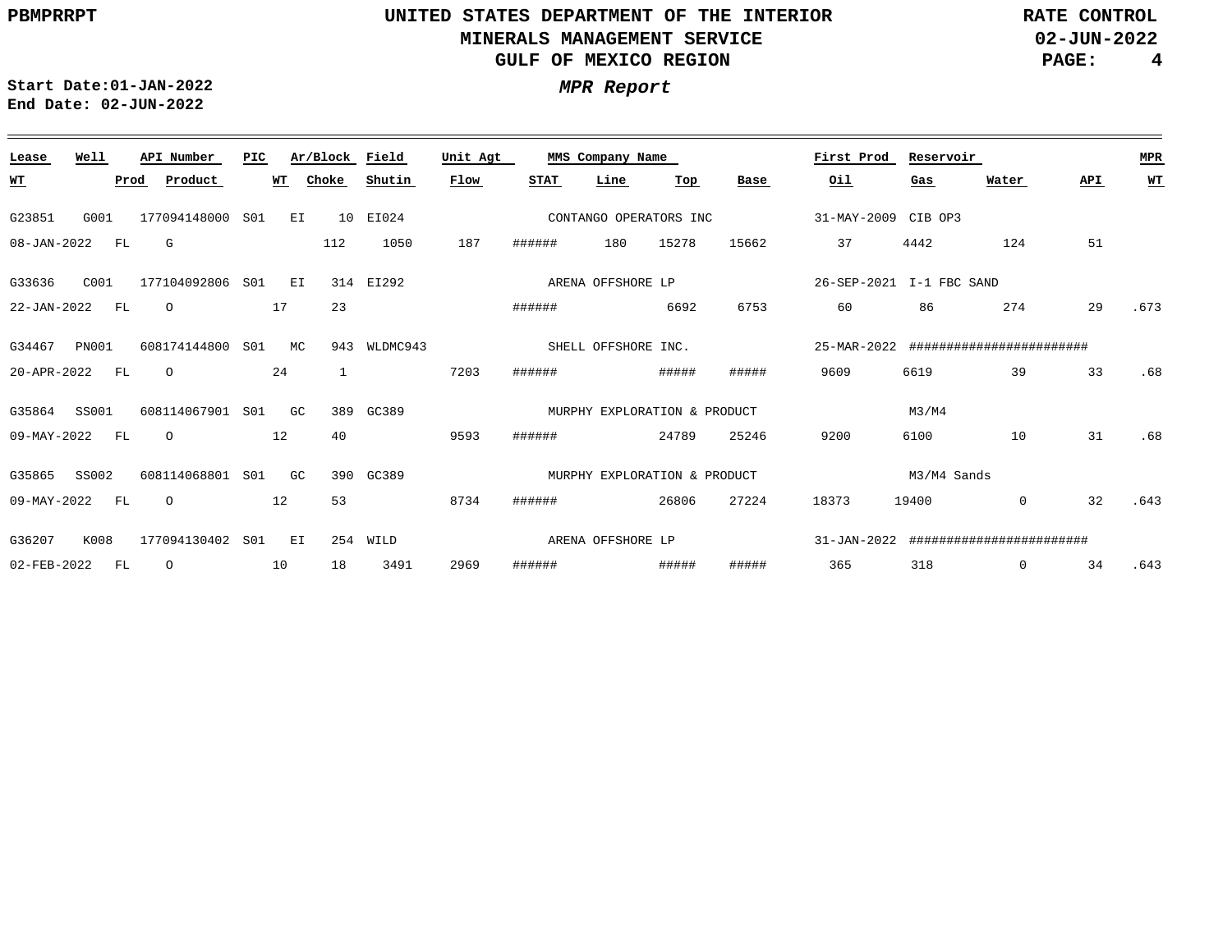**PBMPRRPT**

# UNITED STATES DEPARTMENT OF THE INTERIOR
## MINERALS MANAGEMENT SERVICE
## GULF OF MEXICO REGION

**RATE CONTROL**
**02-JUN-2022**

**Start Date:01-JAN-2022**
**End Date: 02-JUN-2022**

***MPR Report***

| Lease | Well | API Number | PIC | Ar/Block | Field | Unit Agt | MMS Company Name | | | | First Prod | Reservoir | | | MPR |
|---|---|---|---|---|---|---|---|---|---|---|---|---|---|---|---|
| **WT** | **Prod** | **Product** | **WT** | **Choke** | **Shutin** | **Flow** | **STAT** | **Line** | **Top** | **Base** | **Oil** | **Gas** | **Water** | **API** | **WT** |
| G23851 | G001 | 177094148000 | S01 | EI 10 | EI024 | | CONTANGO OPERATORS INC | | | | 31-MAY-2009 | CIB OP3 | | | |
| 08-JAN-2022 | FL | G | | 112 | 1050 | 187 | ###### | 180 | 15278 | 15662 | 37 | 4442 | 124 | 51 | |
| G33636 | C001 | 177104092806 | S01 | EI 314 | EI292 | | ARENA OFFSHORE LP | | | | 26-SEP-2021 | I-1 FBC SAND | | | |
| 22-JAN-2022 | FL | O | 17 | 23 | | | ###### | | 6692 | 6753 | 60 | 86 | 274 | 29 | .673 |
| G34467 | PN001 | 608174144800 | S01 | MC 943 | WLDMC943 | | SHELL OFFSHORE INC. | | | | 25-MAR-2022 | ####################### | | | |
| 20-APR-2022 | FL | O | 24 | 1 | | 7203 | ###### | | ##### | ##### | 9609 | 6619 | 39 | 33 | .68 |
| G35864 | SS001 | 608114067901 | S01 | GC 389 | GC389 | | MURPHY EXPLORATION & PRODUCT | | | | | M3/M4 | | | |
| 09-MAY-2022 | FL | O | 12 | 40 | | 9593 | ###### | | 24789 | 25246 | 9200 | 6100 | 10 | 31 | .68 |
| G35865 | SS002 | 608114068801 | S01 | GC 390 | GC389 | | MURPHY EXPLORATION & PRODUCT | | | | | M3/M4 Sands | | | |
| 09-MAY-2022 | FL | O | 12 | 53 | | 8734 | ###### | | 26806 | 27224 | 18373 | 19400 | 0 | 32 | .643 |
| G36207 | K008 | 177094130402 | S01 | EI 254 | WILD | | ARENA OFFSHORE LP | | | | 31-JAN-2022 | ####################### | | | |
| 02-FEB-2022 | FL | O | 10 | 18 | 3491 | 2969 | ###### | | ##### | ##### | 365 | 318 | 0 | 34 | .643 |